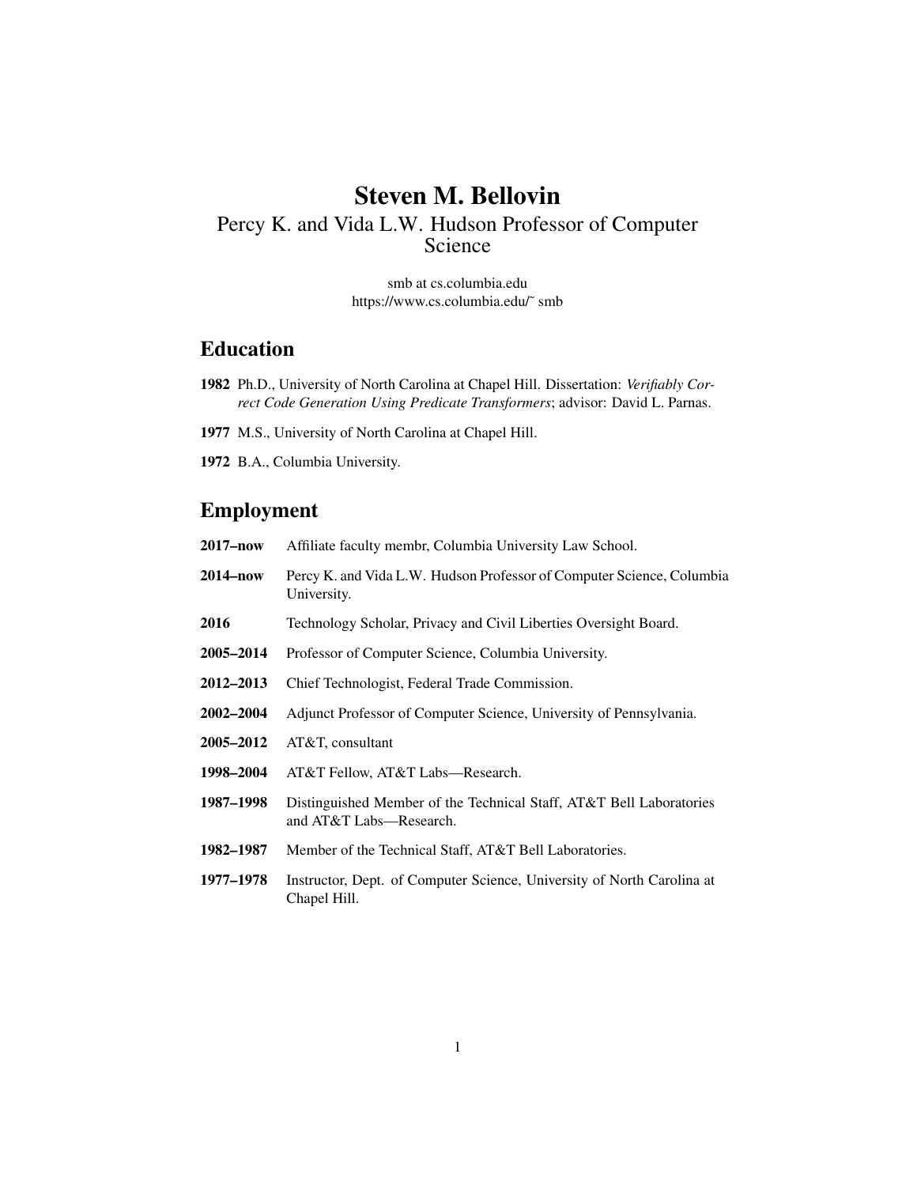# Steven M. Bellovin

Percy K. and Vida L.W. Hudson Professor of Computer Science

smb at cs.columbia.edu
https://www.cs.columbia.edu/˜ smb

## Education

**1982** Ph.D., University of North Carolina at Chapel Hill. Dissertation: *Verifiably Correct Code Generation Using Predicate Transformers*; advisor: David L. Parnas.

**1977** M.S., University of North Carolina at Chapel Hill.

**1972** B.A., Columbia University.

## Employment

**2017–now** Affiliate faculty membr, Columbia University Law School.

**2014–now** Percy K. and Vida L.W. Hudson Professor of Computer Science, Columbia University.

**2016** Technology Scholar, Privacy and Civil Liberties Oversight Board.

**2005–2014** Professor of Computer Science, Columbia University.

**2012–2013** Chief Technologist, Federal Trade Commission.

**2002–2004** Adjunct Professor of Computer Science, University of Pennsylvania.

**2005–2012** AT&T, consultant

**1998–2004** AT&T Fellow, AT&T Labs—Research.

**1987–1998** Distinguished Member of the Technical Staff, AT&T Bell Laboratories and AT&T Labs—Research.

**1982–1987** Member of the Technical Staff, AT&T Bell Laboratories.

**1977–1978** Instructor, Dept. of Computer Science, University of North Carolina at Chapel Hill.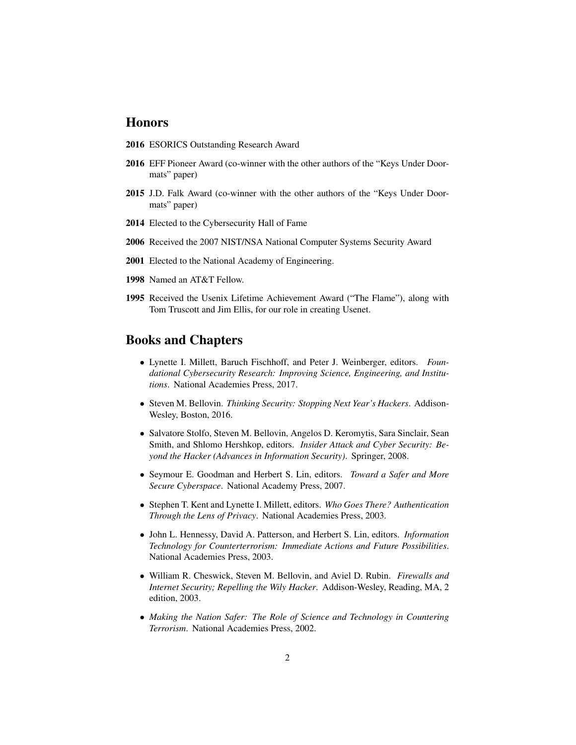## Honors

**2016** ESORICS Outstanding Research Award

**2016** EFF Pioneer Award (co-winner with the other authors of the "Keys Under Doormats" paper)

**2015** J.D. Falk Award (co-winner with the other authors of the "Keys Under Doormats" paper)

**2014** Elected to the Cybersecurity Hall of Fame

**2006** Received the 2007 NIST/NSA National Computer Systems Security Award

**2001** Elected to the National Academy of Engineering.

**1998** Named an AT&T Fellow.

**1995** Received the Usenix Lifetime Achievement Award ("The Flame"), along with Tom Truscott and Jim Ellis, for our role in creating Usenet.

## Books and Chapters

- Lynette I. Millett, Baruch Fischhoff, and Peter J. Weinberger, editors. *Foundational Cybersecurity Research: Improving Science, Engineering, and Institutions*. National Academies Press, 2017.
- Steven M. Bellovin. *Thinking Security: Stopping Next Year's Hackers*. Addison-Wesley, Boston, 2016.
- Salvatore Stolfo, Steven M. Bellovin, Angelos D. Keromytis, Sara Sinclair, Sean Smith, and Shlomo Hershkop, editors. *Insider Attack and Cyber Security: Beyond the Hacker (Advances in Information Security)*. Springer, 2008.
- Seymour E. Goodman and Herbert S. Lin, editors. *Toward a Safer and More Secure Cyberspace*. National Academy Press, 2007.
- Stephen T. Kent and Lynette I. Millett, editors. *Who Goes There? Authentication Through the Lens of Privacy*. National Academies Press, 2003.
- John L. Hennessy, David A. Patterson, and Herbert S. Lin, editors. *Information Technology for Counterterrorism: Immediate Actions and Future Possibilities*. National Academies Press, 2003.
- William R. Cheswick, Steven M. Bellovin, and Aviel D. Rubin. *Firewalls and Internet Security; Repelling the Wily Hacker*. Addison-Wesley, Reading, MA, 2 edition, 2003.
- *Making the Nation Safer: The Role of Science and Technology in Countering Terrorism*. National Academies Press, 2002.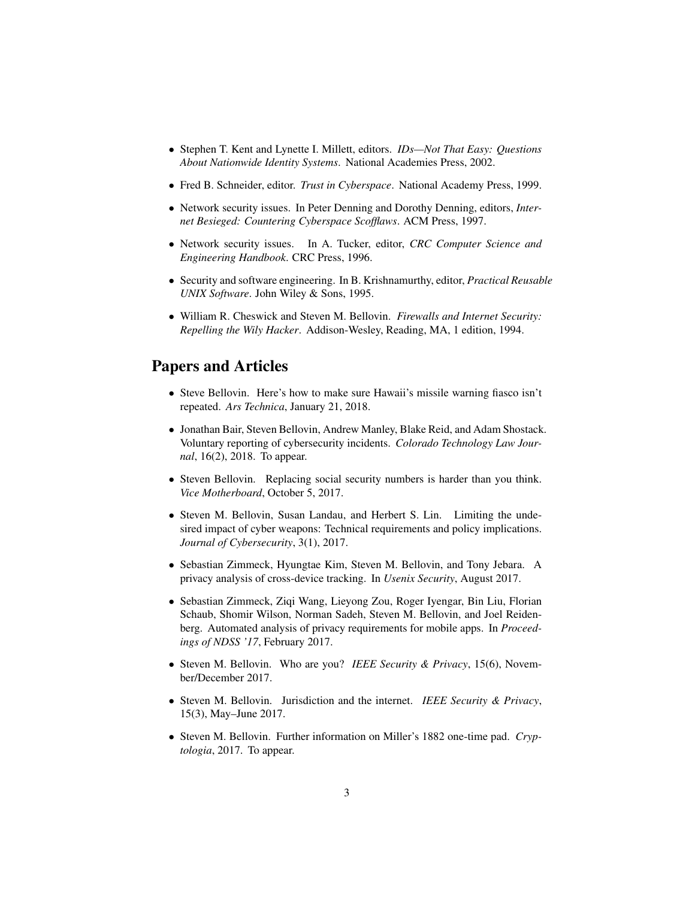- Stephen T. Kent and Lynette I. Millett, editors. *IDs—Not That Easy: Questions About Nationwide Identity Systems*. National Academies Press, 2002.
- Fred B. Schneider, editor. *Trust in Cyberspace*. National Academy Press, 1999.
- Network security issues. In Peter Denning and Dorothy Denning, editors, *Internet Besieged: Countering Cyberspace Scofflaws*. ACM Press, 1997.
- Network security issues. In A. Tucker, editor, *CRC Computer Science and Engineering Handbook*. CRC Press, 1996.
- Security and software engineering. In B. Krishnamurthy, editor, *Practical Reusable UNIX Software*. John Wiley & Sons, 1995.
- William R. Cheswick and Steven M. Bellovin. *Firewalls and Internet Security: Repelling the Wily Hacker*. Addison-Wesley, Reading, MA, 1 edition, 1994.

## Papers and Articles

- Steve Bellovin. Here's how to make sure Hawaii's missile warning fiasco isn't repeated. *Ars Technica*, January 21, 2018.
- Jonathan Bair, Steven Bellovin, Andrew Manley, Blake Reid, and Adam Shostack. Voluntary reporting of cybersecurity incidents. *Colorado Technology Law Journal*, 16(2), 2018. To appear.
- Steven Bellovin. Replacing social security numbers is harder than you think. *Vice Motherboard*, October 5, 2017.
- Steven M. Bellovin, Susan Landau, and Herbert S. Lin. Limiting the undesired impact of cyber weapons: Technical requirements and policy implications. *Journal of Cybersecurity*, 3(1), 2017.
- Sebastian Zimmeck, Hyungtae Kim, Steven M. Bellovin, and Tony Jebara. A privacy analysis of cross-device tracking. In *Usenix Security*, August 2017.
- Sebastian Zimmeck, Ziqi Wang, Lieyong Zou, Roger Iyengar, Bin Liu, Florian Schaub, Shomir Wilson, Norman Sadeh, Steven M. Bellovin, and Joel Reidenberg. Automated analysis of privacy requirements for mobile apps. In *Proceedings of NDSS '17*, February 2017.
- Steven M. Bellovin. Who are you? *IEEE Security & Privacy*, 15(6), November/December 2017.
- Steven M. Bellovin. Jurisdiction and the internet. *IEEE Security & Privacy*, 15(3), May–June 2017.
- Steven M. Bellovin. Further information on Miller's 1882 one-time pad. *Cryptologia*, 2017. To appear.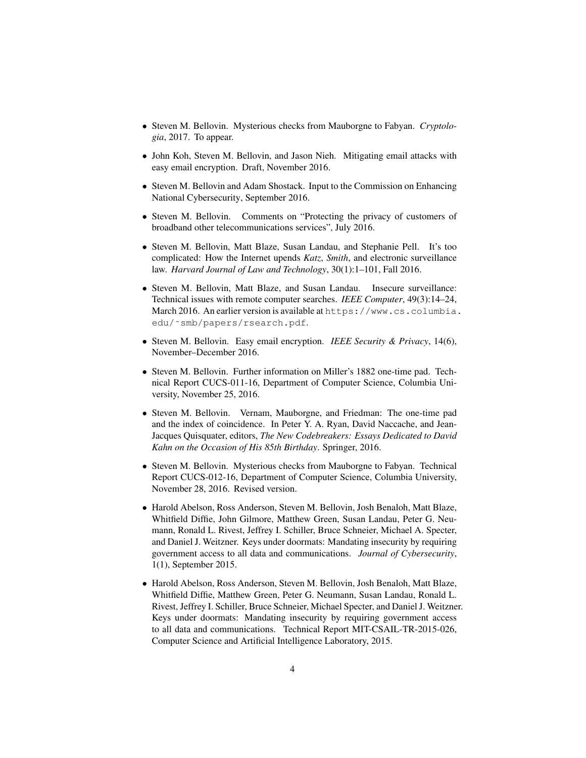- Steven M. Bellovin. Mysterious checks from Mauborgne to Fabyan. *Cryptologia*, 2017. To appear.
- John Koh, Steven M. Bellovin, and Jason Nieh. Mitigating email attacks with easy email encryption. Draft, November 2016.
- Steven M. Bellovin and Adam Shostack. Input to the Commission on Enhancing National Cybersecurity, September 2016.
- Steven M. Bellovin. Comments on "Protecting the privacy of customers of broadband other telecommunications services", July 2016.
- Steven M. Bellovin, Matt Blaze, Susan Landau, and Stephanie Pell. It's too complicated: How the Internet upends *Katz*, *Smith*, and electronic surveillance law. *Harvard Journal of Law and Technology*, 30(1):1–101, Fall 2016.
- Steven M. Bellovin, Matt Blaze, and Susan Landau. Insecure surveillance: Technical issues with remote computer searches. *IEEE Computer*, 49(3):14–24, March 2016. An earlier version is available at `https://www.cs.columbia.edu/~smb/papers/rsearch.pdf`.
- Steven M. Bellovin. Easy email encryption. *IEEE Security & Privacy*, 14(6), November–December 2016.
- Steven M. Bellovin. Further information on Miller's 1882 one-time pad. Technical Report CUCS-011-16, Department of Computer Science, Columbia University, November 25, 2016.
- Steven M. Bellovin. Vernam, Mauborgne, and Friedman: The one-time pad and the index of coincidence. In Peter Y. A. Ryan, David Naccache, and Jean-Jacques Quisquater, editors, *The New Codebreakers: Essays Dedicated to David Kahn on the Occasion of His 85th Birthday*. Springer, 2016.
- Steven M. Bellovin. Mysterious checks from Mauborgne to Fabyan. Technical Report CUCS-012-16, Department of Computer Science, Columbia University, November 28, 2016. Revised version.
- Harold Abelson, Ross Anderson, Steven M. Bellovin, Josh Benaloh, Matt Blaze, Whitfield Diffie, John Gilmore, Matthew Green, Susan Landau, Peter G. Neumann, Ronald L. Rivest, Jeffrey I. Schiller, Bruce Schneier, Michael A. Specter, and Daniel J. Weitzner. Keys under doormats: Mandating insecurity by requiring government access to all data and communications. *Journal of Cybersecurity*, 1(1), September 2015.
- Harold Abelson, Ross Anderson, Steven M. Bellovin, Josh Benaloh, Matt Blaze, Whitfield Diffie, Matthew Green, Peter G. Neumann, Susan Landau, Ronald L. Rivest, Jeffrey I. Schiller, Bruce Schneier, Michael Specter, and Daniel J. Weitzner. Keys under doormats: Mandating insecurity by requiring government access to all data and communications. Technical Report MIT-CSAIL-TR-2015-026, Computer Science and Artificial Intelligence Laboratory, 2015.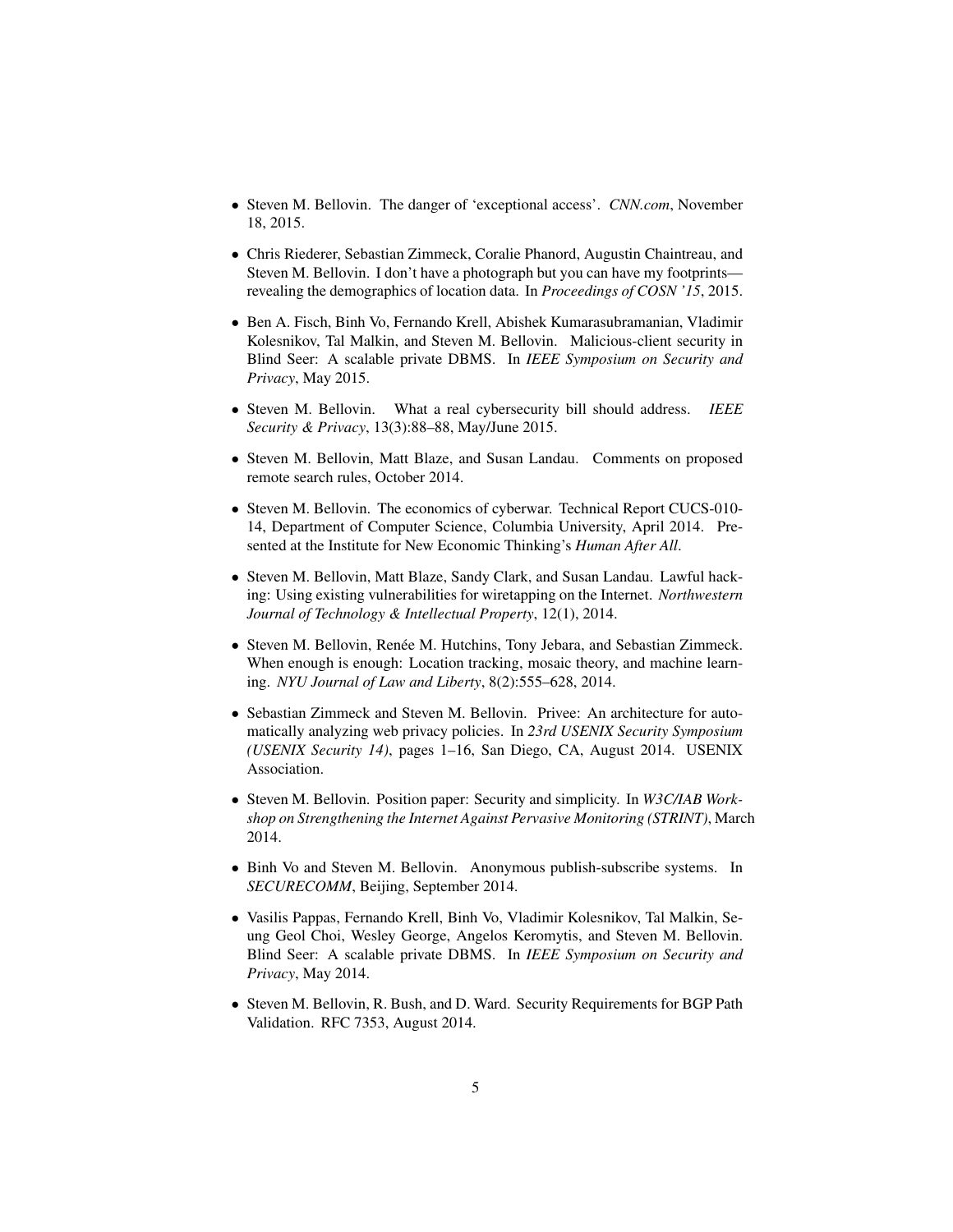- Steven M. Bellovin. The danger of 'exceptional access'. *CNN.com*, November 18, 2015.

- Chris Riederer, Sebastian Zimmeck, Coralie Phanord, Augustin Chaintreau, and Steven M. Bellovin. I don't have a photograph but you can have my footprints—revealing the demographics of location data. In *Proceedings of COSN '15*, 2015.

- Ben A. Fisch, Binh Vo, Fernando Krell, Abishek Kumarasubramanian, Vladimir Kolesnikov, Tal Malkin, and Steven M. Bellovin. Malicious-client security in Blind Seer: A scalable private DBMS. In *IEEE Symposium on Security and Privacy*, May 2015.

- Steven M. Bellovin. What a real cybersecurity bill should address. *IEEE Security & Privacy*, 13(3):88–88, May/June 2015.

- Steven M. Bellovin, Matt Blaze, and Susan Landau. Comments on proposed remote search rules, October 2014.

- Steven M. Bellovin. The economics of cyberwar. Technical Report CUCS-010-14, Department of Computer Science, Columbia University, April 2014. Presented at the Institute for New Economic Thinking's *Human After All*.

- Steven M. Bellovin, Matt Blaze, Sandy Clark, and Susan Landau. Lawful hacking: Using existing vulnerabilities for wiretapping on the Internet. *Northwestern Journal of Technology & Intellectual Property*, 12(1), 2014.

- Steven M. Bellovin, Renée M. Hutchins, Tony Jebara, and Sebastian Zimmeck. When enough is enough: Location tracking, mosaic theory, and machine learning. *NYU Journal of Law and Liberty*, 8(2):555–628, 2014.

- Sebastian Zimmeck and Steven M. Bellovin. Privee: An architecture for automatically analyzing web privacy policies. In *23rd USENIX Security Symposium (USENIX Security 14)*, pages 1–16, San Diego, CA, August 2014. USENIX Association.

- Steven M. Bellovin. Position paper: Security and simplicity. In *W3C/IAB Workshop on Strengthening the Internet Against Pervasive Monitoring (STRINT)*, March 2014.

- Binh Vo and Steven M. Bellovin. Anonymous publish-subscribe systems. In *SECURECOMM*, Beijing, September 2014.

- Vasilis Pappas, Fernando Krell, Binh Vo, Vladimir Kolesnikov, Tal Malkin, Seung Geol Choi, Wesley George, Angelos Keromytis, and Steven M. Bellovin. Blind Seer: A scalable private DBMS. In *IEEE Symposium on Security and Privacy*, May 2014.

- Steven M. Bellovin, R. Bush, and D. Ward. Security Requirements for BGP Path Validation. RFC 7353, August 2014.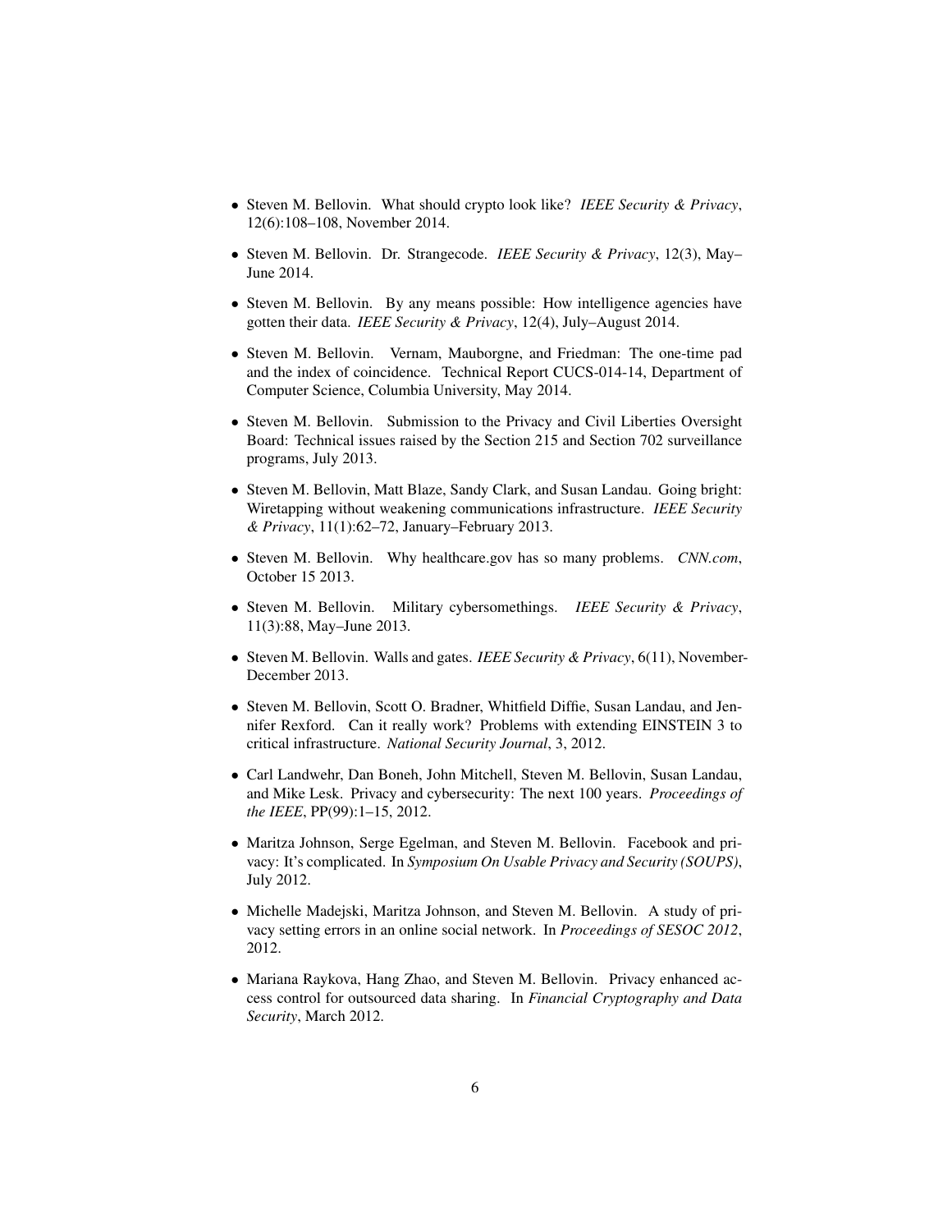- Steven M. Bellovin. What should crypto look like? *IEEE Security & Privacy*, 12(6):108–108, November 2014.

- Steven M. Bellovin. Dr. Strangecode. *IEEE Security & Privacy*, 12(3), May–June 2014.

- Steven M. Bellovin. By any means possible: How intelligence agencies have gotten their data. *IEEE Security & Privacy*, 12(4), July–August 2014.

- Steven M. Bellovin. Vernam, Mauborgne, and Friedman: The one-time pad and the index of coincidence. Technical Report CUCS-014-14, Department of Computer Science, Columbia University, May 2014.

- Steven M. Bellovin. Submission to the Privacy and Civil Liberties Oversight Board: Technical issues raised by the Section 215 and Section 702 surveillance programs, July 2013.

- Steven M. Bellovin, Matt Blaze, Sandy Clark, and Susan Landau. Going bright: Wiretapping without weakening communications infrastructure. *IEEE Security & Privacy*, 11(1):62–72, January–February 2013.

- Steven M. Bellovin. Why healthcare.gov has so many problems. *CNN.com*, October 15 2013.

- Steven M. Bellovin. Military cybersomethings. *IEEE Security & Privacy*, 11(3):88, May–June 2013.

- Steven M. Bellovin. Walls and gates. *IEEE Security & Privacy*, 6(11), November-December 2013.

- Steven M. Bellovin, Scott O. Bradner, Whitfield Diffie, Susan Landau, and Jennifer Rexford. Can it really work? Problems with extending EINSTEIN 3 to critical infrastructure. *National Security Journal*, 3, 2012.

- Carl Landwehr, Dan Boneh, John Mitchell, Steven M. Bellovin, Susan Landau, and Mike Lesk. Privacy and cybersecurity: The next 100 years. *Proceedings of the IEEE*, PP(99):1–15, 2012.

- Maritza Johnson, Serge Egelman, and Steven M. Bellovin. Facebook and privacy: It's complicated. In *Symposium On Usable Privacy and Security (SOUPS)*, July 2012.

- Michelle Madejski, Maritza Johnson, and Steven M. Bellovin. A study of privacy setting errors in an online social network. In *Proceedings of SESOC 2012*, 2012.

- Mariana Raykova, Hang Zhao, and Steven M. Bellovin. Privacy enhanced access control for outsourced data sharing. In *Financial Cryptography and Data Security*, March 2012.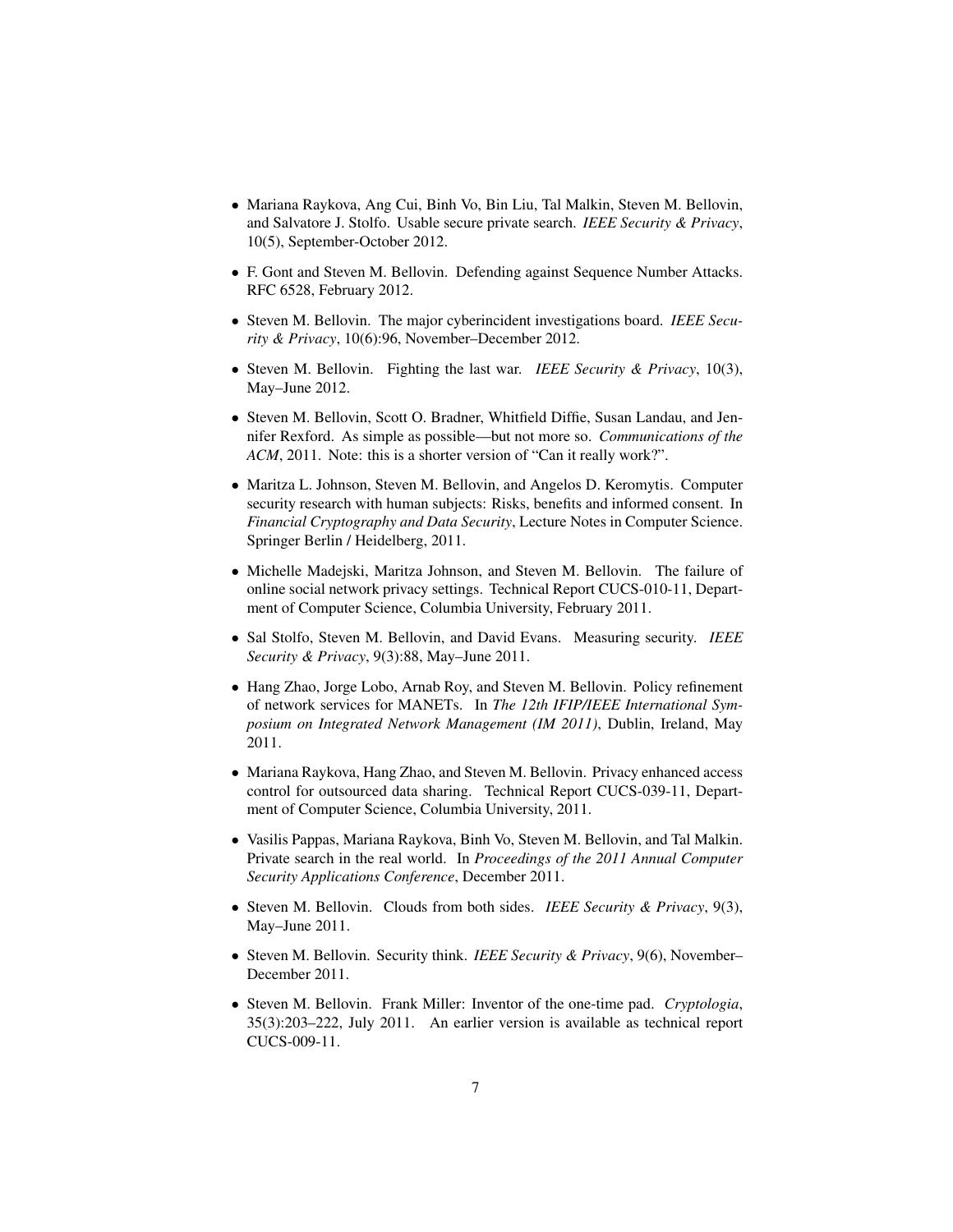- Mariana Raykova, Ang Cui, Binh Vo, Bin Liu, Tal Malkin, Steven M. Bellovin, and Salvatore J. Stolfo. Usable secure private search. *IEEE Security & Privacy*, 10(5), September-October 2012.

- F. Gont and Steven M. Bellovin. Defending against Sequence Number Attacks. RFC 6528, February 2012.

- Steven M. Bellovin. The major cyberincident investigations board. *IEEE Security & Privacy*, 10(6):96, November–December 2012.

- Steven M. Bellovin. Fighting the last war. *IEEE Security & Privacy*, 10(3), May–June 2012.

- Steven M. Bellovin, Scott O. Bradner, Whitfield Diffie, Susan Landau, and Jennifer Rexford. As simple as possible—but not more so. *Communications of the ACM*, 2011. Note: this is a shorter version of "Can it really work?".

- Maritza L. Johnson, Steven M. Bellovin, and Angelos D. Keromytis. Computer security research with human subjects: Risks, benefits and informed consent. In *Financial Cryptography and Data Security*, Lecture Notes in Computer Science. Springer Berlin / Heidelberg, 2011.

- Michelle Madejski, Maritza Johnson, and Steven M. Bellovin. The failure of online social network privacy settings. Technical Report CUCS-010-11, Department of Computer Science, Columbia University, February 2011.

- Sal Stolfo, Steven M. Bellovin, and David Evans. Measuring security. *IEEE Security & Privacy*, 9(3):88, May–June 2011.

- Hang Zhao, Jorge Lobo, Arnab Roy, and Steven M. Bellovin. Policy refinement of network services for MANETs. In *The 12th IFIP/IEEE International Symposium on Integrated Network Management (IM 2011)*, Dublin, Ireland, May 2011.

- Mariana Raykova, Hang Zhao, and Steven M. Bellovin. Privacy enhanced access control for outsourced data sharing. Technical Report CUCS-039-11, Department of Computer Science, Columbia University, 2011.

- Vasilis Pappas, Mariana Raykova, Binh Vo, Steven M. Bellovin, and Tal Malkin. Private search in the real world. In *Proceedings of the 2011 Annual Computer Security Applications Conference*, December 2011.

- Steven M. Bellovin. Clouds from both sides. *IEEE Security & Privacy*, 9(3), May–June 2011.

- Steven M. Bellovin. Security think. *IEEE Security & Privacy*, 9(6), November–December 2011.

- Steven M. Bellovin. Frank Miller: Inventor of the one-time pad. *Cryptologia*, 35(3):203–222, July 2011. An earlier version is available as technical report CUCS-009-11.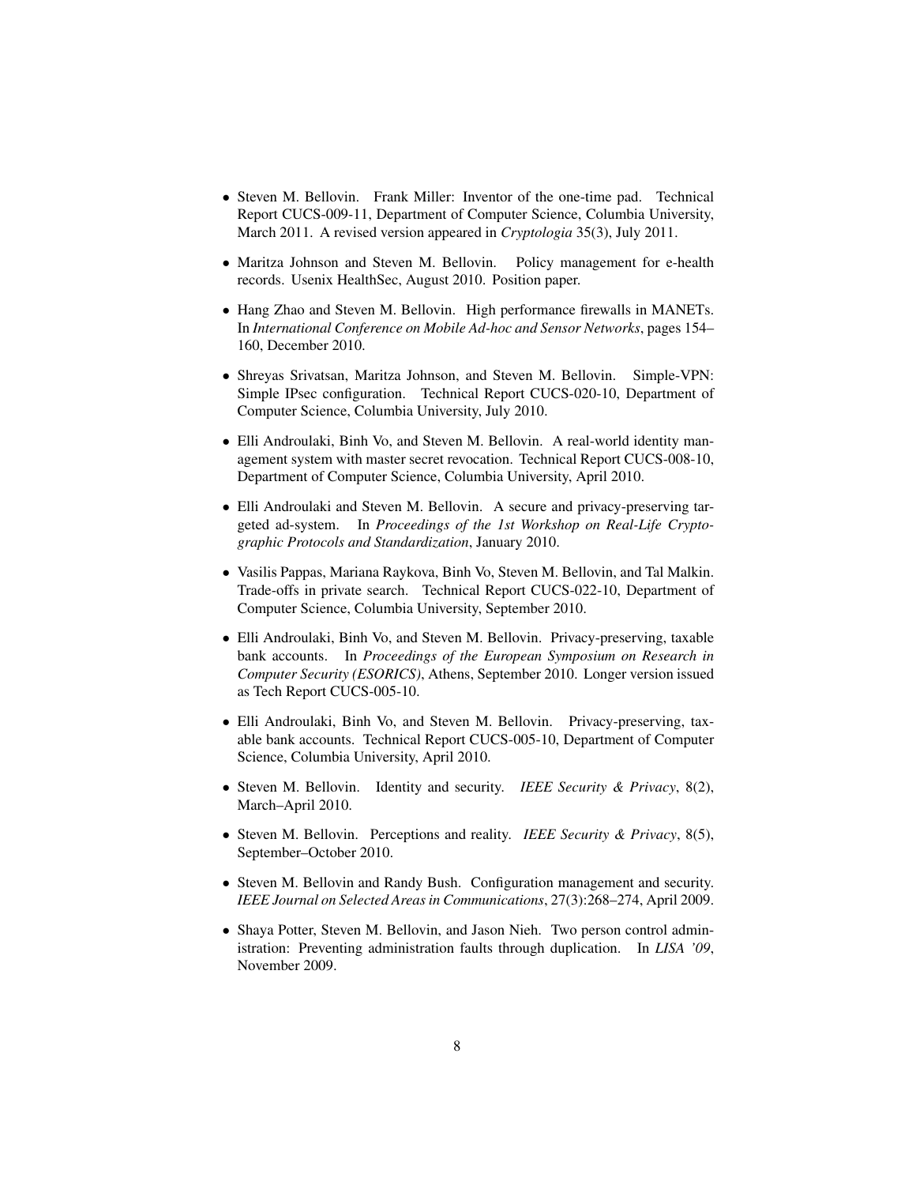- Steven M. Bellovin. Frank Miller: Inventor of the one-time pad. Technical Report CUCS-009-11, Department of Computer Science, Columbia University, March 2011. A revised version appeared in *Cryptologia* 35(3), July 2011.

- Maritza Johnson and Steven M. Bellovin. Policy management for e-health records. Usenix HealthSec, August 2010. Position paper.

- Hang Zhao and Steven M. Bellovin. High performance firewalls in MANETs. In *International Conference on Mobile Ad-hoc and Sensor Networks*, pages 154–160, December 2010.

- Shreyas Srivatsan, Maritza Johnson, and Steven M. Bellovin. Simple-VPN: Simple IPsec configuration. Technical Report CUCS-020-10, Department of Computer Science, Columbia University, July 2010.

- Elli Androulaki, Binh Vo, and Steven M. Bellovin. A real-world identity management system with master secret revocation. Technical Report CUCS-008-10, Department of Computer Science, Columbia University, April 2010.

- Elli Androulaki and Steven M. Bellovin. A secure and privacy-preserving targeted ad-system. In *Proceedings of the 1st Workshop on Real-Life Cryptographic Protocols and Standardization*, January 2010.

- Vasilis Pappas, Mariana Raykova, Binh Vo, Steven M. Bellovin, and Tal Malkin. Trade-offs in private search. Technical Report CUCS-022-10, Department of Computer Science, Columbia University, September 2010.

- Elli Androulaki, Binh Vo, and Steven M. Bellovin. Privacy-preserving, taxable bank accounts. In *Proceedings of the European Symposium on Research in Computer Security (ESORICS)*, Athens, September 2010. Longer version issued as Tech Report CUCS-005-10.

- Elli Androulaki, Binh Vo, and Steven M. Bellovin. Privacy-preserving, taxable bank accounts. Technical Report CUCS-005-10, Department of Computer Science, Columbia University, April 2010.

- Steven M. Bellovin. Identity and security. *IEEE Security & Privacy*, 8(2), March–April 2010.

- Steven M. Bellovin. Perceptions and reality. *IEEE Security & Privacy*, 8(5), September–October 2010.

- Steven M. Bellovin and Randy Bush. Configuration management and security. *IEEE Journal on Selected Areas in Communications*, 27(3):268–274, April 2009.

- Shaya Potter, Steven M. Bellovin, and Jason Nieh. Two person control administration: Preventing administration faults through duplication. In *LISA '09*, November 2009.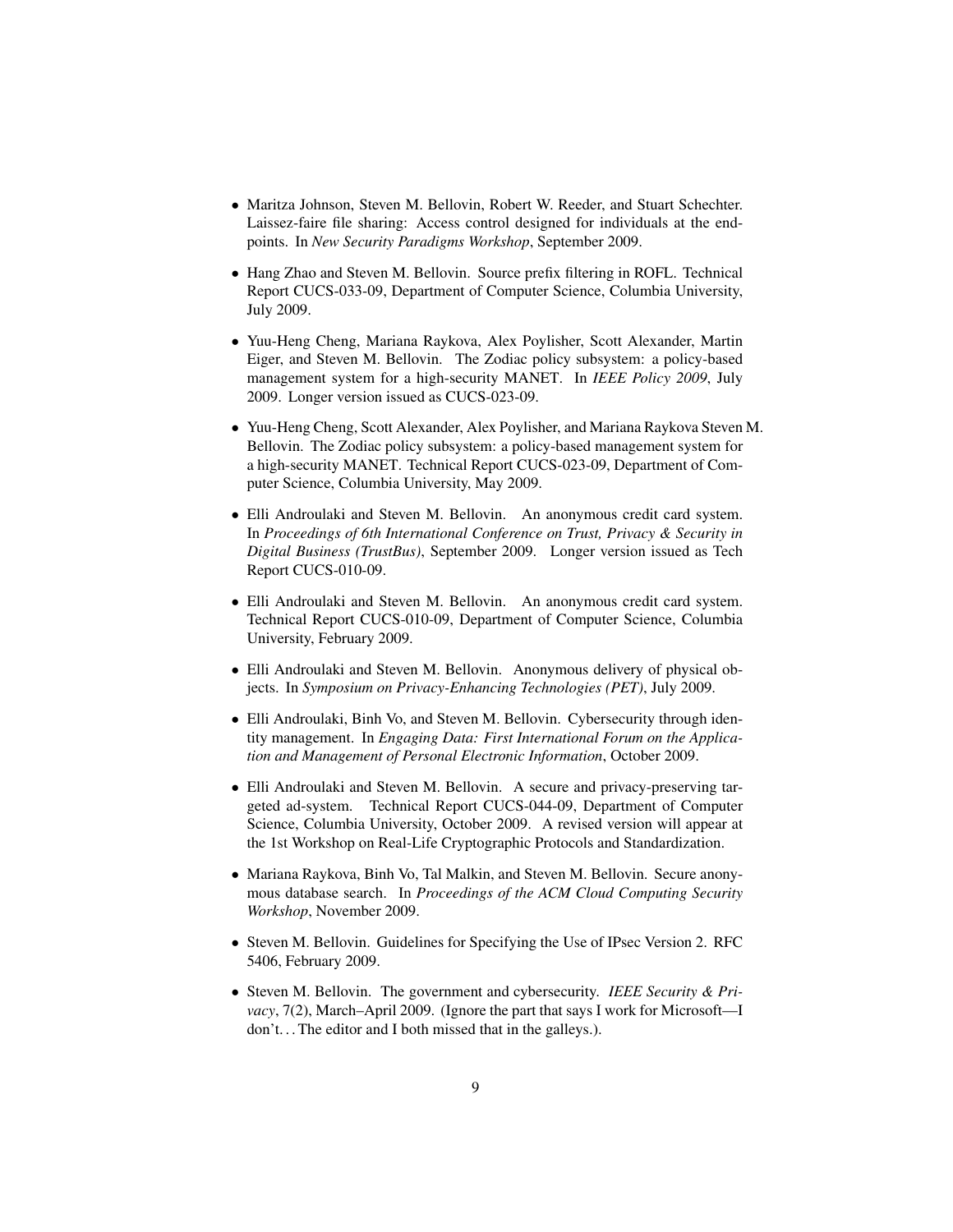- Maritza Johnson, Steven M. Bellovin, Robert W. Reeder, and Stuart Schechter. Laissez-faire file sharing: Access control designed for individuals at the end-points. In *New Security Paradigms Workshop*, September 2009.

- Hang Zhao and Steven M. Bellovin. Source prefix filtering in ROFL. Technical Report CUCS-033-09, Department of Computer Science, Columbia University, July 2009.

- Yuu-Heng Cheng, Mariana Raykova, Alex Poylisher, Scott Alexander, Martin Eiger, and Steven M. Bellovin. The Zodiac policy subsystem: a policy-based management system for a high-security MANET. In *IEEE Policy 2009*, July 2009. Longer version issued as CUCS-023-09.

- Yuu-Heng Cheng, Scott Alexander, Alex Poylisher, and Mariana Raykova Steven M. Bellovin. The Zodiac policy subsystem: a policy-based management system for a high-security MANET. Technical Report CUCS-023-09, Department of Computer Science, Columbia University, May 2009.

- Elli Androulaki and Steven M. Bellovin. An anonymous credit card system. In *Proceedings of 6th International Conference on Trust, Privacy & Security in Digital Business (TrustBus)*, September 2009. Longer version issued as Tech Report CUCS-010-09.

- Elli Androulaki and Steven M. Bellovin. An anonymous credit card system. Technical Report CUCS-010-09, Department of Computer Science, Columbia University, February 2009.

- Elli Androulaki and Steven M. Bellovin. Anonymous delivery of physical objects. In *Symposium on Privacy-Enhancing Technologies (PET)*, July 2009.

- Elli Androulaki, Binh Vo, and Steven M. Bellovin. Cybersecurity through identity management. In *Engaging Data: First International Forum on the Application and Management of Personal Electronic Information*, October 2009.

- Elli Androulaki and Steven M. Bellovin. A secure and privacy-preserving targeted ad-system. Technical Report CUCS-044-09, Department of Computer Science, Columbia University, October 2009. A revised version will appear at the 1st Workshop on Real-Life Cryptographic Protocols and Standardization.

- Mariana Raykova, Binh Vo, Tal Malkin, and Steven M. Bellovin. Secure anonymous database search. In *Proceedings of the ACM Cloud Computing Security Workshop*, November 2009.

- Steven M. Bellovin. Guidelines for Specifying the Use of IPsec Version 2. RFC 5406, February 2009.

- Steven M. Bellovin. The government and cybersecurity. *IEEE Security & Privacy*, 7(2), March–April 2009. (Ignore the part that says I work for Microsoft—I don't. . . The editor and I both missed that in the galleys.).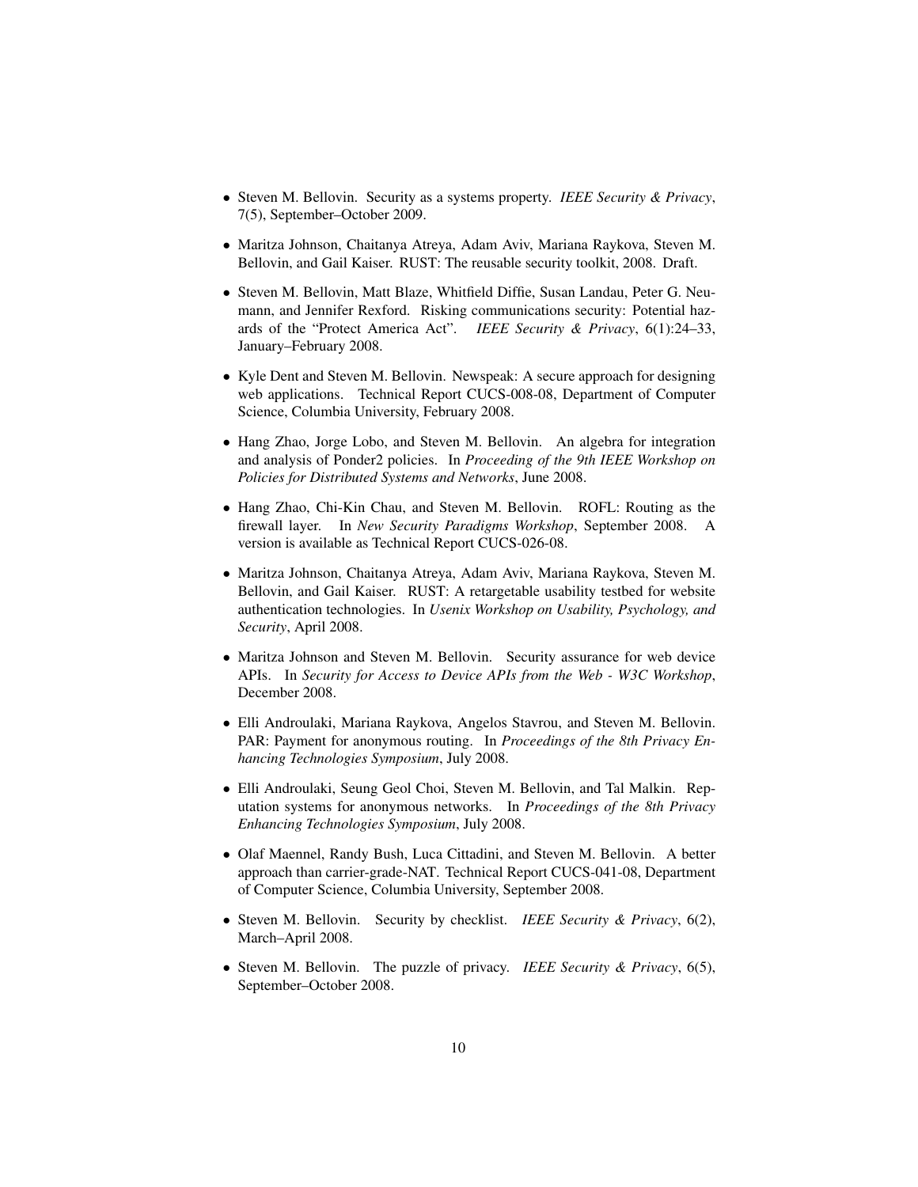- Steven M. Bellovin. Security as a systems property. *IEEE Security & Privacy*, 7(5), September–October 2009.

- Maritza Johnson, Chaitanya Atreya, Adam Aviv, Mariana Raykova, Steven M. Bellovin, and Gail Kaiser. RUST: The reusable security toolkit, 2008. Draft.

- Steven M. Bellovin, Matt Blaze, Whitfield Diffie, Susan Landau, Peter G. Neumann, and Jennifer Rexford. Risking communications security: Potential hazards of the "Protect America Act". *IEEE Security & Privacy*, 6(1):24–33, January–February 2008.

- Kyle Dent and Steven M. Bellovin. Newspeak: A secure approach for designing web applications. Technical Report CUCS-008-08, Department of Computer Science, Columbia University, February 2008.

- Hang Zhao, Jorge Lobo, and Steven M. Bellovin. An algebra for integration and analysis of Ponder2 policies. In *Proceeding of the 9th IEEE Workshop on Policies for Distributed Systems and Networks*, June 2008.

- Hang Zhao, Chi-Kin Chau, and Steven M. Bellovin. ROFL: Routing as the firewall layer. In *New Security Paradigms Workshop*, September 2008. A version is available as Technical Report CUCS-026-08.

- Maritza Johnson, Chaitanya Atreya, Adam Aviv, Mariana Raykova, Steven M. Bellovin, and Gail Kaiser. RUST: A retargetable usability testbed for website authentication technologies. In *Usenix Workshop on Usability, Psychology, and Security*, April 2008.

- Maritza Johnson and Steven M. Bellovin. Security assurance for web device APIs. In *Security for Access to Device APIs from the Web - W3C Workshop*, December 2008.

- Elli Androulaki, Mariana Raykova, Angelos Stavrou, and Steven M. Bellovin. PAR: Payment for anonymous routing. In *Proceedings of the 8th Privacy Enhancing Technologies Symposium*, July 2008.

- Elli Androulaki, Seung Geol Choi, Steven M. Bellovin, and Tal Malkin. Reputation systems for anonymous networks. In *Proceedings of the 8th Privacy Enhancing Technologies Symposium*, July 2008.

- Olaf Maennel, Randy Bush, Luca Cittadini, and Steven M. Bellovin. A better approach than carrier-grade-NAT. Technical Report CUCS-041-08, Department of Computer Science, Columbia University, September 2008.

- Steven M. Bellovin. Security by checklist. *IEEE Security & Privacy*, 6(2), March–April 2008.

- Steven M. Bellovin. The puzzle of privacy. *IEEE Security & Privacy*, 6(5), September–October 2008.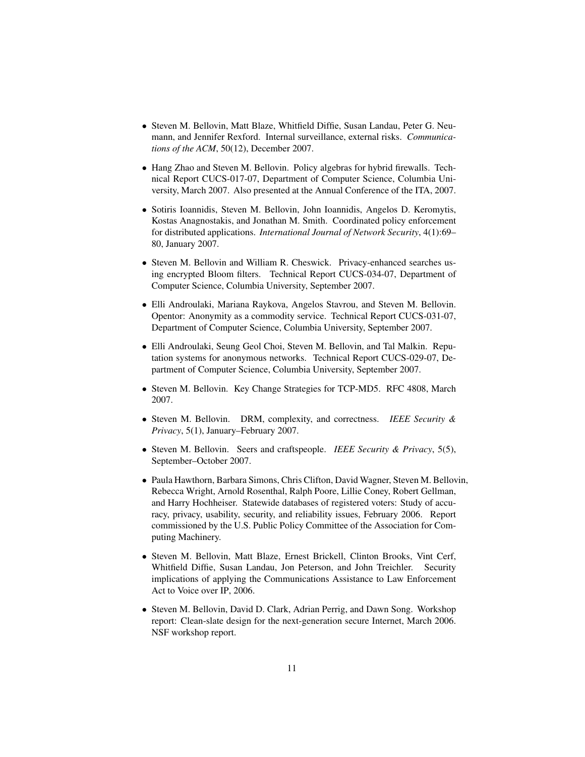- Steven M. Bellovin, Matt Blaze, Whitfield Diffie, Susan Landau, Peter G. Neumann, and Jennifer Rexford. Internal surveillance, external risks. *Communications of the ACM*, 50(12), December 2007.

- Hang Zhao and Steven M. Bellovin. Policy algebras for hybrid firewalls. Technical Report CUCS-017-07, Department of Computer Science, Columbia University, March 2007. Also presented at the Annual Conference of the ITA, 2007.

- Sotiris Ioannidis, Steven M. Bellovin, John Ioannidis, Angelos D. Keromytis, Kostas Anagnostakis, and Jonathan M. Smith. Coordinated policy enforcement for distributed applications. *International Journal of Network Security*, 4(1):69–80, January 2007.

- Steven M. Bellovin and William R. Cheswick. Privacy-enhanced searches using encrypted Bloom filters. Technical Report CUCS-034-07, Department of Computer Science, Columbia University, September 2007.

- Elli Androulaki, Mariana Raykova, Angelos Stavrou, and Steven M. Bellovin. Opentor: Anonymity as a commodity service. Technical Report CUCS-031-07, Department of Computer Science, Columbia University, September 2007.

- Elli Androulaki, Seung Geol Choi, Steven M. Bellovin, and Tal Malkin. Reputation systems for anonymous networks. Technical Report CUCS-029-07, Department of Computer Science, Columbia University, September 2007.

- Steven M. Bellovin. Key Change Strategies for TCP-MD5. RFC 4808, March 2007.

- Steven M. Bellovin. DRM, complexity, and correctness. *IEEE Security & Privacy*, 5(1), January–February 2007.

- Steven M. Bellovin. Seers and craftspeople. *IEEE Security & Privacy*, 5(5), September–October 2007.

- Paula Hawthorn, Barbara Simons, Chris Clifton, David Wagner, Steven M. Bellovin, Rebecca Wright, Arnold Rosenthal, Ralph Poore, Lillie Coney, Robert Gellman, and Harry Hochheiser. Statewide databases of registered voters: Study of accuracy, privacy, usability, security, and reliability issues, February 2006. Report commissioned by the U.S. Public Policy Committee of the Association for Computing Machinery.

- Steven M. Bellovin, Matt Blaze, Ernest Brickell, Clinton Brooks, Vint Cerf, Whitfield Diffie, Susan Landau, Jon Peterson, and John Treichler. Security implications of applying the Communications Assistance to Law Enforcement Act to Voice over IP, 2006.

- Steven M. Bellovin, David D. Clark, Adrian Perrig, and Dawn Song. Workshop report: Clean-slate design for the next-generation secure Internet, March 2006. NSF workshop report.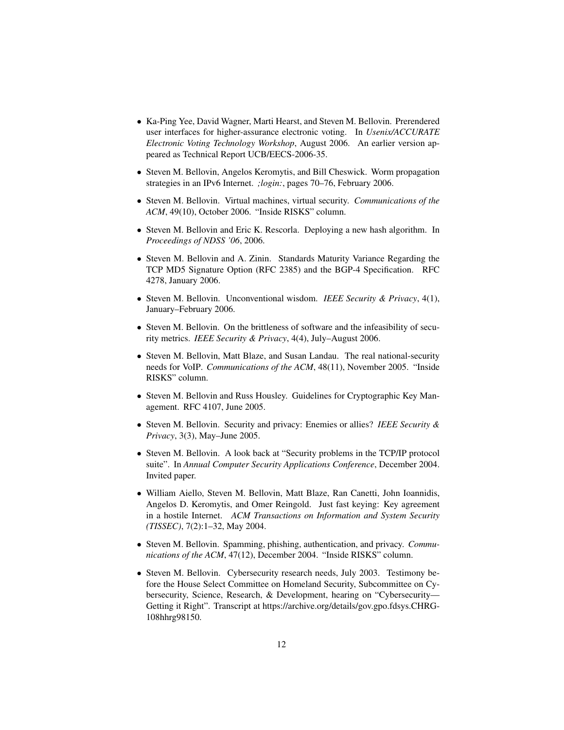- Ka-Ping Yee, David Wagner, Marti Hearst, and Steven M. Bellovin. Prerendered user interfaces for higher-assurance electronic voting. In *Usenix/ACCURATE Electronic Voting Technology Workshop*, August 2006. An earlier version appeared as Technical Report UCB/EECS-2006-35.

- Steven M. Bellovin, Angelos Keromytis, and Bill Cheswick. Worm propagation strategies in an IPv6 Internet. *;login:*, pages 70–76, February 2006.

- Steven M. Bellovin. Virtual machines, virtual security. *Communications of the ACM*, 49(10), October 2006. "Inside RISKS" column.

- Steven M. Bellovin and Eric K. Rescorla. Deploying a new hash algorithm. In *Proceedings of NDSS '06*, 2006.

- Steven M. Bellovin and A. Zinin. Standards Maturity Variance Regarding the TCP MD5 Signature Option (RFC 2385) and the BGP-4 Specification. RFC 4278, January 2006.

- Steven M. Bellovin. Unconventional wisdom. *IEEE Security & Privacy*, 4(1), January–February 2006.

- Steven M. Bellovin. On the brittleness of software and the infeasibility of security metrics. *IEEE Security & Privacy*, 4(4), July–August 2006.

- Steven M. Bellovin, Matt Blaze, and Susan Landau. The real national-security needs for VoIP. *Communications of the ACM*, 48(11), November 2005. "Inside RISKS" column.

- Steven M. Bellovin and Russ Housley. Guidelines for Cryptographic Key Management. RFC 4107, June 2005.

- Steven M. Bellovin. Security and privacy: Enemies or allies? *IEEE Security & Privacy*, 3(3), May–June 2005.

- Steven M. Bellovin. A look back at "Security problems in the TCP/IP protocol suite". In *Annual Computer Security Applications Conference*, December 2004. Invited paper.

- William Aiello, Steven M. Bellovin, Matt Blaze, Ran Canetti, John Ioannidis, Angelos D. Keromytis, and Omer Reingold. Just fast keying: Key agreement in a hostile Internet. *ACM Transactions on Information and System Security (TISSEC)*, 7(2):1–32, May 2004.

- Steven M. Bellovin. Spamming, phishing, authentication, and privacy. *Communications of the ACM*, 47(12), December 2004. "Inside RISKS" column.

- Steven M. Bellovin. Cybersecurity research needs, July 2003. Testimony before the House Select Committee on Homeland Security, Subcommittee on Cybersecurity, Science, Research, & Development, hearing on "Cybersecurity—Getting it Right". Transcript at https://archive.org/details/gov.gpo.fdsys.CHRG-108hhrg98150.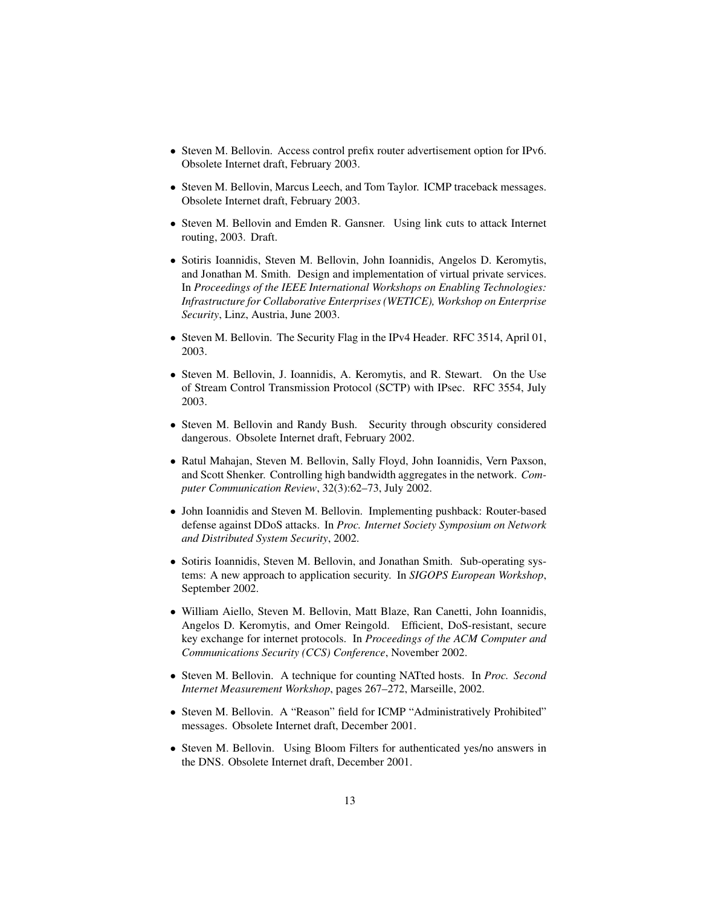- Steven M. Bellovin. Access control prefix router advertisement option for IPv6. Obsolete Internet draft, February 2003.

- Steven M. Bellovin, Marcus Leech, and Tom Taylor. ICMP traceback messages. Obsolete Internet draft, February 2003.

- Steven M. Bellovin and Emden R. Gansner. Using link cuts to attack Internet routing, 2003. Draft.

- Sotiris Ioannidis, Steven M. Bellovin, John Ioannidis, Angelos D. Keromytis, and Jonathan M. Smith. Design and implementation of virtual private services. In *Proceedings of the IEEE International Workshops on Enabling Technologies: Infrastructure for Collaborative Enterprises (WETICE), Workshop on Enterprise Security*, Linz, Austria, June 2003.

- Steven M. Bellovin. The Security Flag in the IPv4 Header. RFC 3514, April 01, 2003.

- Steven M. Bellovin, J. Ioannidis, A. Keromytis, and R. Stewart. On the Use of Stream Control Transmission Protocol (SCTP) with IPsec. RFC 3554, July 2003.

- Steven M. Bellovin and Randy Bush. Security through obscurity considered dangerous. Obsolete Internet draft, February 2002.

- Ratul Mahajan, Steven M. Bellovin, Sally Floyd, John Ioannidis, Vern Paxson, and Scott Shenker. Controlling high bandwidth aggregates in the network. *Computer Communication Review*, 32(3):62–73, July 2002.

- John Ioannidis and Steven M. Bellovin. Implementing pushback: Router-based defense against DDoS attacks. In *Proc. Internet Society Symposium on Network and Distributed System Security*, 2002.

- Sotiris Ioannidis, Steven M. Bellovin, and Jonathan Smith. Sub-operating systems: A new approach to application security. In *SIGOPS European Workshop*, September 2002.

- William Aiello, Steven M. Bellovin, Matt Blaze, Ran Canetti, John Ioannidis, Angelos D. Keromytis, and Omer Reingold. Efficient, DoS-resistant, secure key exchange for internet protocols. In *Proceedings of the ACM Computer and Communications Security (CCS) Conference*, November 2002.

- Steven M. Bellovin. A technique for counting NATted hosts. In *Proc. Second Internet Measurement Workshop*, pages 267–272, Marseille, 2002.

- Steven M. Bellovin. A "Reason" field for ICMP "Administratively Prohibited" messages. Obsolete Internet draft, December 2001.

- Steven M. Bellovin. Using Bloom Filters for authenticated yes/no answers in the DNS. Obsolete Internet draft, December 2001.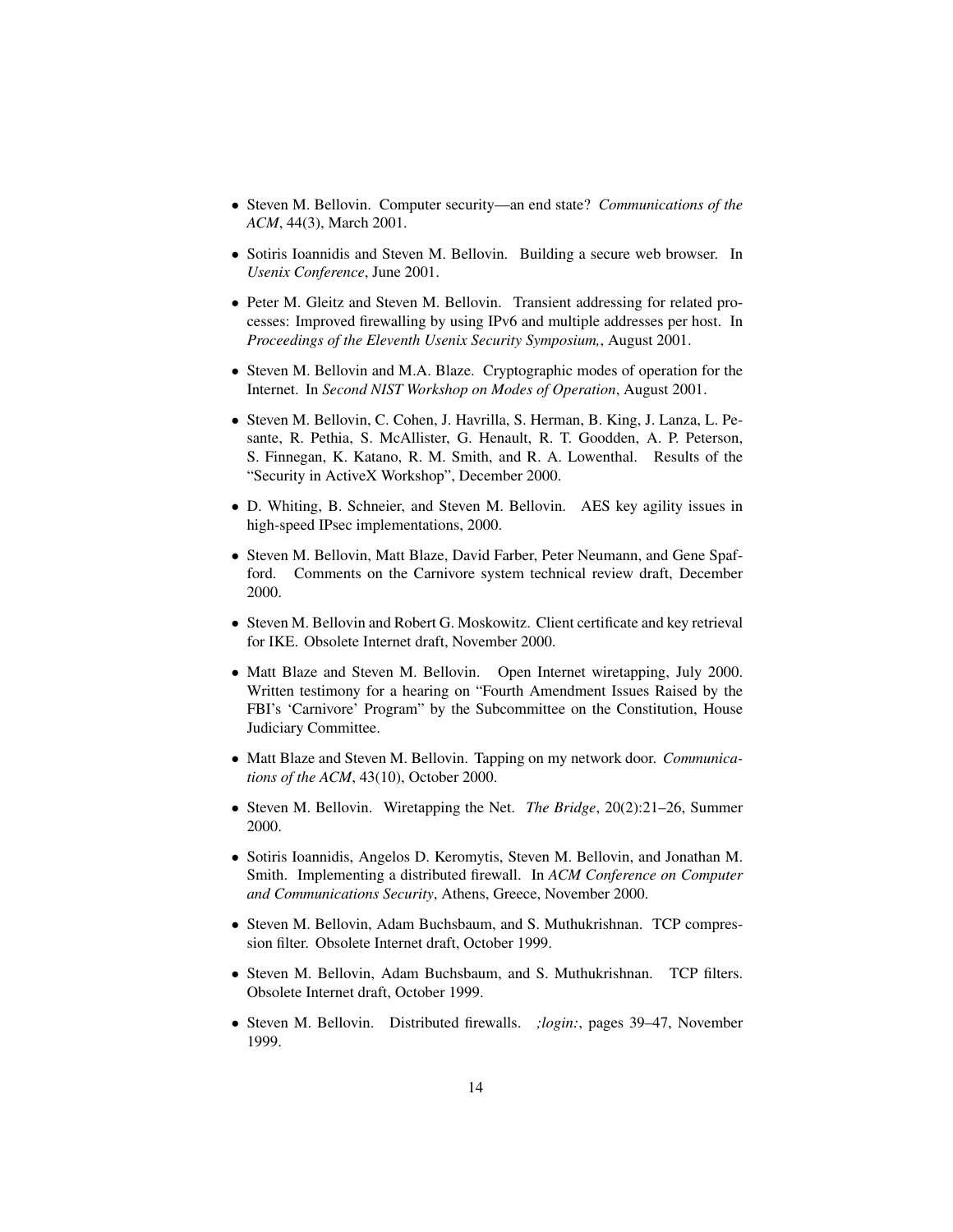- Steven M. Bellovin. Computer security—an end state? *Communications of the ACM*, 44(3), March 2001.
- Sotiris Ioannidis and Steven M. Bellovin. Building a secure web browser. In *Usenix Conference*, June 2001.
- Peter M. Gleitz and Steven M. Bellovin. Transient addressing for related processes: Improved firewalling by using IPv6 and multiple addresses per host. In *Proceedings of the Eleventh Usenix Security Symposium,*, August 2001.
- Steven M. Bellovin and M.A. Blaze. Cryptographic modes of operation for the Internet. In *Second NIST Workshop on Modes of Operation*, August 2001.
- Steven M. Bellovin, C. Cohen, J. Havrilla, S. Herman, B. King, J. Lanza, L. Pesante, R. Pethia, S. McAllister, G. Henault, R. T. Goodden, A. P. Peterson, S. Finnegan, K. Katano, R. M. Smith, and R. A. Lowenthal. Results of the "Security in ActiveX Workshop", December 2000.
- D. Whiting, B. Schneier, and Steven M. Bellovin. AES key agility issues in high-speed IPsec implementations, 2000.
- Steven M. Bellovin, Matt Blaze, David Farber, Peter Neumann, and Gene Spafford. Comments on the Carnivore system technical review draft, December 2000.
- Steven M. Bellovin and Robert G. Moskowitz. Client certificate and key retrieval for IKE. Obsolete Internet draft, November 2000.
- Matt Blaze and Steven M. Bellovin. Open Internet wiretapping, July 2000. Written testimony for a hearing on "Fourth Amendment Issues Raised by the FBI's 'Carnivore' Program" by the Subcommittee on the Constitution, House Judiciary Committee.
- Matt Blaze and Steven M. Bellovin. Tapping on my network door. *Communications of the ACM*, 43(10), October 2000.
- Steven M. Bellovin. Wiretapping the Net. *The Bridge*, 20(2):21–26, Summer 2000.
- Sotiris Ioannidis, Angelos D. Keromytis, Steven M. Bellovin, and Jonathan M. Smith. Implementing a distributed firewall. In *ACM Conference on Computer and Communications Security*, Athens, Greece, November 2000.
- Steven M. Bellovin, Adam Buchsbaum, and S. Muthukrishnan. TCP compression filter. Obsolete Internet draft, October 1999.
- Steven M. Bellovin, Adam Buchsbaum, and S. Muthukrishnan. TCP filters. Obsolete Internet draft, October 1999.
- Steven M. Bellovin. Distributed firewalls. *;login:*, pages 39–47, November 1999.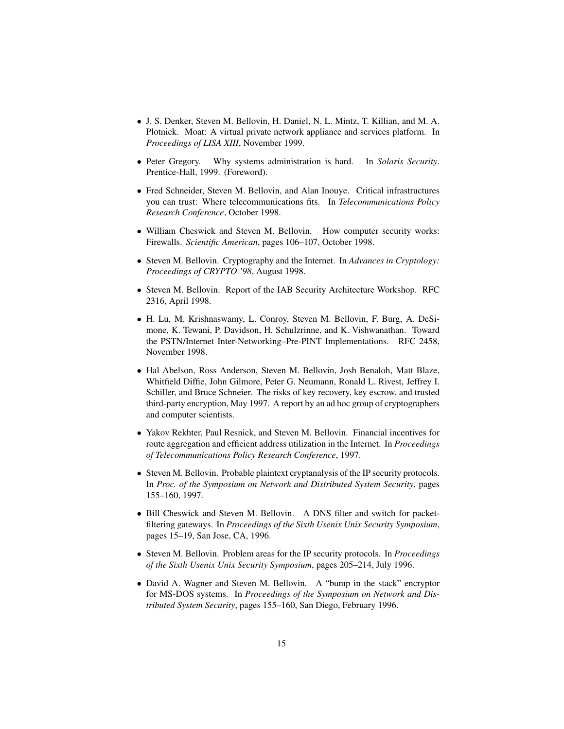- J. S. Denker, Steven M. Bellovin, H. Daniel, N. L. Mintz, T. Killian, and M. A. Plotnick. Moat: A virtual private network appliance and services platform. In *Proceedings of LISA XIII*, November 1999.
- Peter Gregory. Why systems administration is hard. In *Solaris Security*. Prentice-Hall, 1999. (Foreword).
- Fred Schneider, Steven M. Bellovin, and Alan Inouye. Critical infrastructures you can trust: Where telecommunications fits. In *Telecommunications Policy Research Conference*, October 1998.
- William Cheswick and Steven M. Bellovin. How computer security works: Firewalls. *Scientific American*, pages 106–107, October 1998.
- Steven M. Bellovin. Cryptography and the Internet. In *Advances in Cryptology: Proceedings of CRYPTO '98*, August 1998.
- Steven M. Bellovin. Report of the IAB Security Architecture Workshop. RFC 2316, April 1998.
- H. Lu, M. Krishnaswamy, L. Conroy, Steven M. Bellovin, F. Burg, A. DeSimone, K. Tewani, P. Davidson, H. Schulzrinne, and K. Vishwanathan. Toward the PSTN/Internet Inter-Networking–Pre-PINT Implementations. RFC 2458, November 1998.
- Hal Abelson, Ross Anderson, Steven M. Bellovin, Josh Benaloh, Matt Blaze, Whitfield Diffie, John Gilmore, Peter G. Neumann, Ronald L. Rivest, Jeffrey I. Schiller, and Bruce Schneier. The risks of key recovery, key escrow, and trusted third-party encryption, May 1997. A report by an ad hoc group of cryptographers and computer scientists.
- Yakov Rekhter, Paul Resnick, and Steven M. Bellovin. Financial incentives for route aggregation and efficient address utilization in the Internet. In *Proceedings of Telecommunications Policy Research Conference*, 1997.
- Steven M. Bellovin. Probable plaintext cryptanalysis of the IP security protocols. In *Proc. of the Symposium on Network and Distributed System Security*, pages 155–160, 1997.
- Bill Cheswick and Steven M. Bellovin. A DNS filter and switch for packet-filtering gateways. In *Proceedings of the Sixth Usenix Unix Security Symposium*, pages 15–19, San Jose, CA, 1996.
- Steven M. Bellovin. Problem areas for the IP security protocols. In *Proceedings of the Sixth Usenix Unix Security Symposium*, pages 205–214, July 1996.
- David A. Wagner and Steven M. Bellovin. A "bump in the stack" encryptor for MS-DOS systems. In *Proceedings of the Symposium on Network and Distributed System Security*, pages 155–160, San Diego, February 1996.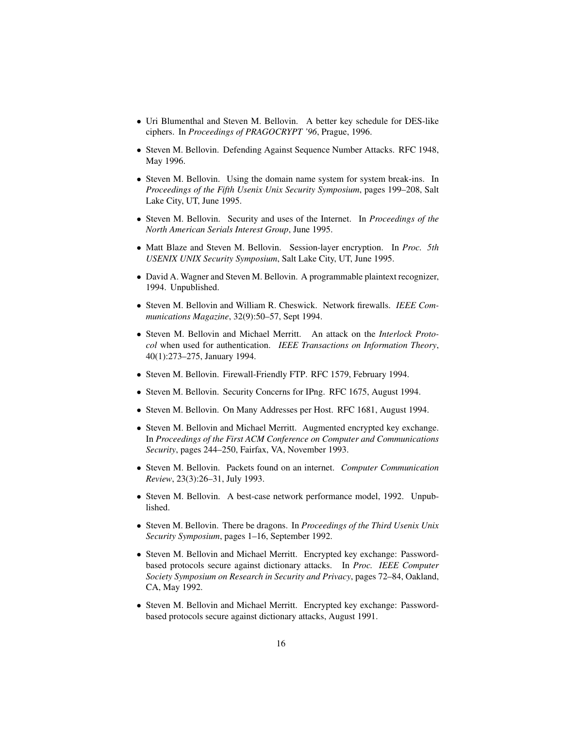- Uri Blumenthal and Steven M. Bellovin. A better key schedule for DES-like ciphers. In *Proceedings of PRAGOCRYPT '96*, Prague, 1996.
- Steven M. Bellovin. Defending Against Sequence Number Attacks. RFC 1948, May 1996.
- Steven M. Bellovin. Using the domain name system for system break-ins. In *Proceedings of the Fifth Usenix Unix Security Symposium*, pages 199–208, Salt Lake City, UT, June 1995.
- Steven M. Bellovin. Security and uses of the Internet. In *Proceedings of the North American Serials Interest Group*, June 1995.
- Matt Blaze and Steven M. Bellovin. Session-layer encryption. In *Proc. 5th USENIX UNIX Security Symposium*, Salt Lake City, UT, June 1995.
- David A. Wagner and Steven M. Bellovin. A programmable plaintext recognizer, 1994. Unpublished.
- Steven M. Bellovin and William R. Cheswick. Network firewalls. *IEEE Communications Magazine*, 32(9):50–57, Sept 1994.
- Steven M. Bellovin and Michael Merritt. An attack on the *Interlock Protocol* when used for authentication. *IEEE Transactions on Information Theory*, 40(1):273–275, January 1994.
- Steven M. Bellovin. Firewall-Friendly FTP. RFC 1579, February 1994.
- Steven M. Bellovin. Security Concerns for IPng. RFC 1675, August 1994.
- Steven M. Bellovin. On Many Addresses per Host. RFC 1681, August 1994.
- Steven M. Bellovin and Michael Merritt. Augmented encrypted key exchange. In *Proceedings of the First ACM Conference on Computer and Communications Security*, pages 244–250, Fairfax, VA, November 1993.
- Steven M. Bellovin. Packets found on an internet. *Computer Communication Review*, 23(3):26–31, July 1993.
- Steven M. Bellovin. A best-case network performance model, 1992. Unpublished.
- Steven M. Bellovin. There be dragons. In *Proceedings of the Third Usenix Unix Security Symposium*, pages 1–16, September 1992.
- Steven M. Bellovin and Michael Merritt. Encrypted key exchange: Password-based protocols secure against dictionary attacks. In *Proc. IEEE Computer Society Symposium on Research in Security and Privacy*, pages 72–84, Oakland, CA, May 1992.
- Steven M. Bellovin and Michael Merritt. Encrypted key exchange: Password-based protocols secure against dictionary attacks, August 1991.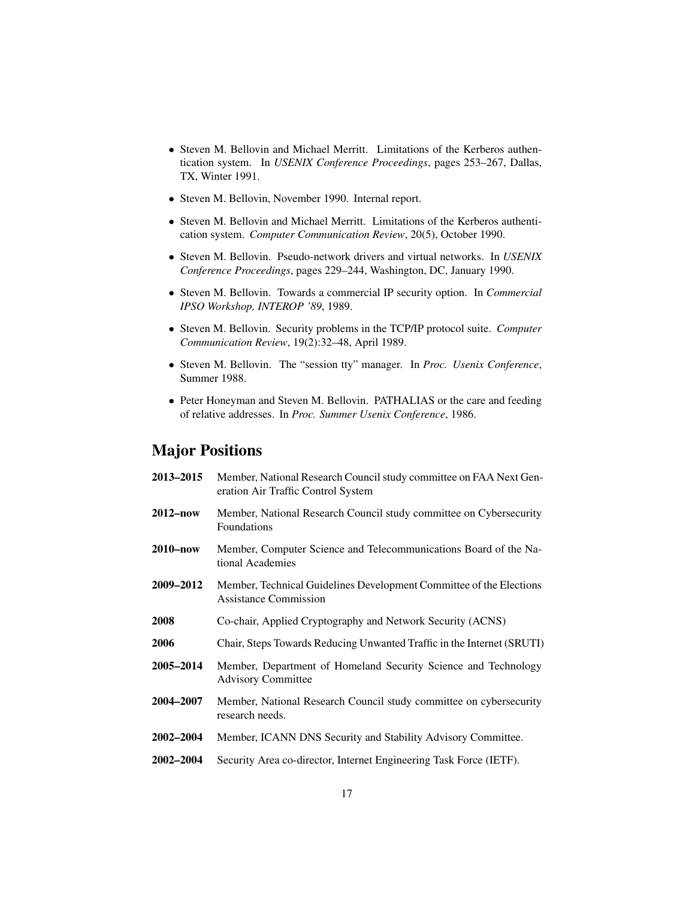- Steven M. Bellovin and Michael Merritt. Limitations of the Kerberos authentication system. In *USENIX Conference Proceedings*, pages 253–267, Dallas, TX, Winter 1991.
- Steven M. Bellovin, November 1990. Internal report.
- Steven M. Bellovin and Michael Merritt. Limitations of the Kerberos authentication system. *Computer Communication Review*, 20(5), October 1990.
- Steven M. Bellovin. Pseudo-network drivers and virtual networks. In *USENIX Conference Proceedings*, pages 229–244, Washington, DC, January 1990.
- Steven M. Bellovin. Towards a commercial IP security option. In *Commercial IPSO Workshop, INTEROP '89*, 1989.
- Steven M. Bellovin. Security problems in the TCP/IP protocol suite. *Computer Communication Review*, 19(2):32–48, April 1989.
- Steven M. Bellovin. The "session tty" manager. In *Proc. Usenix Conference*, Summer 1988.
- Peter Honeyman and Steven M. Bellovin. PATHALIAS or the care and feeding of relative addresses. In *Proc. Summer Usenix Conference*, 1986.

## Major Positions

**2013–2015** Member, National Research Council study committee on FAA Next Generation Air Traffic Control System

**2012–now** Member, National Research Council study committee on Cybersecurity Foundations

**2010–now** Member, Computer Science and Telecommunications Board of the National Academies

**2009–2012** Member, Technical Guidelines Development Committee of the Elections Assistance Commission

**2008** Co-chair, Applied Cryptography and Network Security (ACNS)

**2006** Chair, Steps Towards Reducing Unwanted Traffic in the Internet (SRUTI)

**2005–2014** Member, Department of Homeland Security Science and Technology Advisory Committee

**2004–2007** Member, National Research Council study committee on cybersecurity research needs.

**2002–2004** Member, ICANN DNS Security and Stability Advisory Committee.

**2002–2004** Security Area co-director, Internet Engineering Task Force (IETF).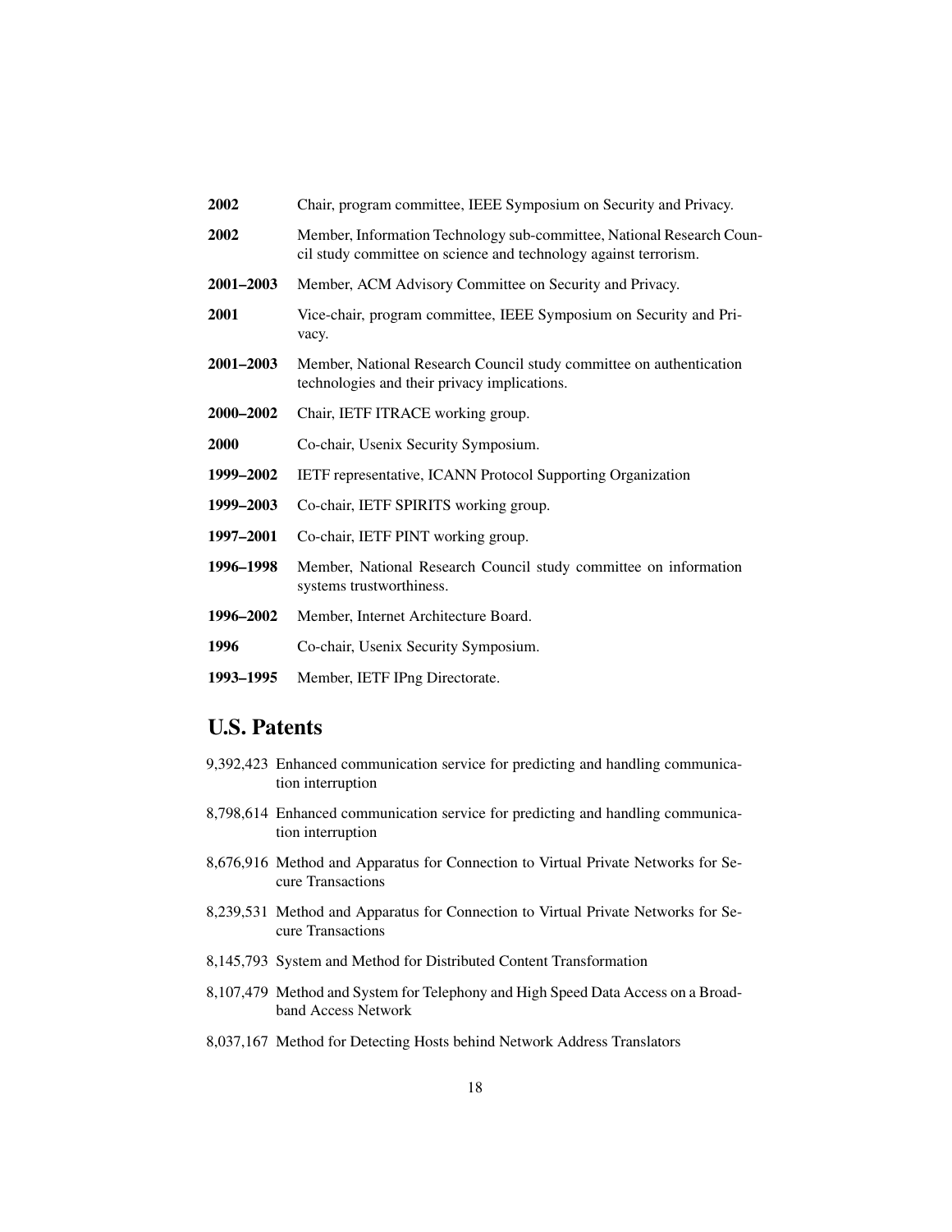**2002** Chair, program committee, IEEE Symposium on Security and Privacy.

**2002** Member, Information Technology sub-committee, National Research Council study committee on science and technology against terrorism.

**2001–2003** Member, ACM Advisory Committee on Security and Privacy.

**2001** Vice-chair, program committee, IEEE Symposium on Security and Privacy.

**2001–2003** Member, National Research Council study committee on authentication technologies and their privacy implications.

**2000–2002** Chair, IETF ITRACE working group.

**2000** Co-chair, Usenix Security Symposium.

**1999–2002** IETF representative, ICANN Protocol Supporting Organization

**1999–2003** Co-chair, IETF SPIRITS working group.

**1997–2001** Co-chair, IETF PINT working group.

**1996–1998** Member, National Research Council study committee on information systems trustworthiness.

**1996–2002** Member, Internet Architecture Board.

**1996** Co-chair, Usenix Security Symposium.

**1993–1995** Member, IETF IPng Directorate.

## U.S. Patents

9,392,423 Enhanced communication service for predicting and handling communication interruption

8,798,614 Enhanced communication service for predicting and handling communication interruption

8,676,916 Method and Apparatus for Connection to Virtual Private Networks for Secure Transactions

8,239,531 Method and Apparatus for Connection to Virtual Private Networks for Secure Transactions

8,145,793 System and Method for Distributed Content Transformation

8,107,479 Method and System for Telephony and High Speed Data Access on a Broadband Access Network

8,037,167 Method for Detecting Hosts behind Network Address Translators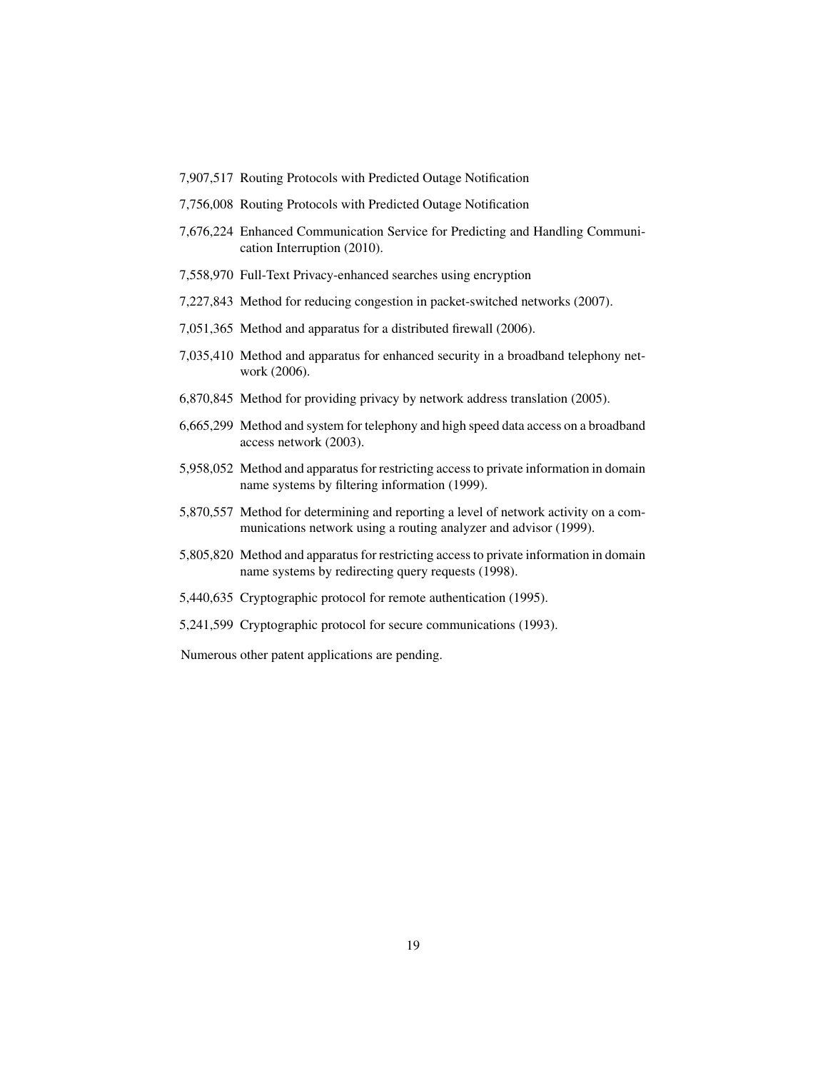7,907,517 Routing Protocols with Predicted Outage Notification

7,756,008 Routing Protocols with Predicted Outage Notification

7,676,224 Enhanced Communication Service for Predicting and Handling Communication Interruption (2010).

7,558,970 Full-Text Privacy-enhanced searches using encryption

7,227,843 Method for reducing congestion in packet-switched networks (2007).

7,051,365 Method and apparatus for a distributed firewall (2006).

7,035,410 Method and apparatus for enhanced security in a broadband telephony network (2006).

6,870,845 Method for providing privacy by network address translation (2005).

6,665,299 Method and system for telephony and high speed data access on a broadband access network (2003).

5,958,052 Method and apparatus for restricting access to private information in domain name systems by filtering information (1999).

5,870,557 Method for determining and reporting a level of network activity on a communications network using a routing analyzer and advisor (1999).

5,805,820 Method and apparatus for restricting access to private information in domain name systems by redirecting query requests (1998).

5,440,635 Cryptographic protocol for remote authentication (1995).

5,241,599 Cryptographic protocol for secure communications (1993).

Numerous other patent applications are pending.